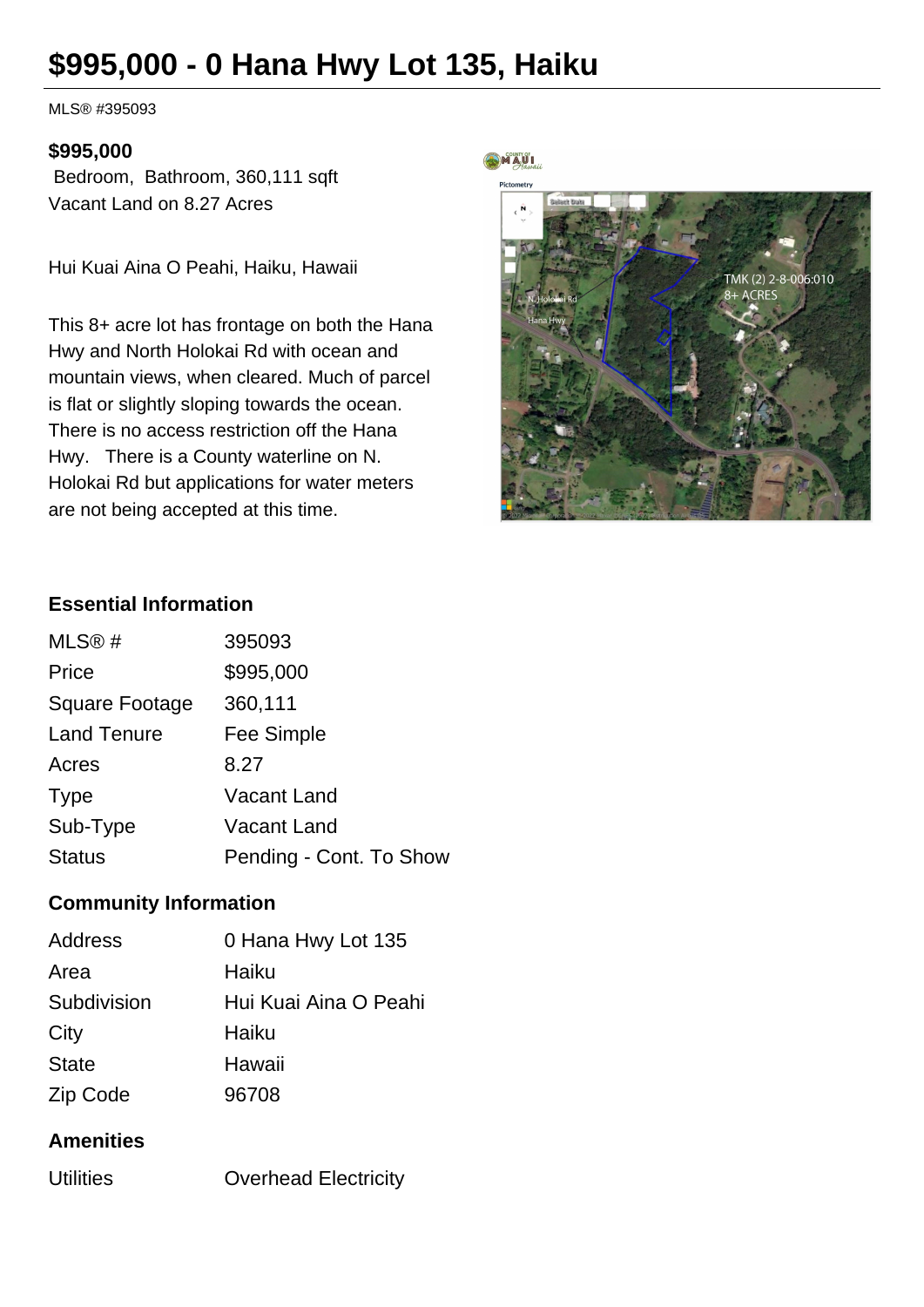# $995,000 - 0 Hana Hwy Lot 135, Haiku

MLS® #395093

**$995,000**

Bedroom, Bathroom, 360,111 sqft

Vacant Land on 8.27 Acres

Hui Kuai Aina O Peahi, Haiku, Hawaii

This 8+ acre lot has frontage on both the Hana Hwy and North Holokai Rd with ocean and mountain views, when cleared. Much of parcel is flat or slightly sloping towards the ocean. There is no access restriction off the Hana Hwy. There is a County waterline on N. Holokai Rd but applications for water meters are not being accepted at this time.

### Essential Information

| | |
|---|---|
| MLS® # | 395093 |
| Price | $995,000 |
| Square Footage | 360,111 |
| Land Tenure | Fee Simple |
| Acres | 8.27 |
| Type | Vacant Land |
| Sub-Type | Vacant Land |
| Status | Pending - Cont. To Show |

### Community Information

| | |
|---|---|
| Address | 0 Hana Hwy Lot 135 |
| Area | Haiku |
| Subdivision | Hui Kuai Aina O Peahi |
| City | Haiku |
| State | Hawaii |
| Zip Code | 96708 |

### Amenities

| | |
|---|---|
| Utilities | Overhead Electricity |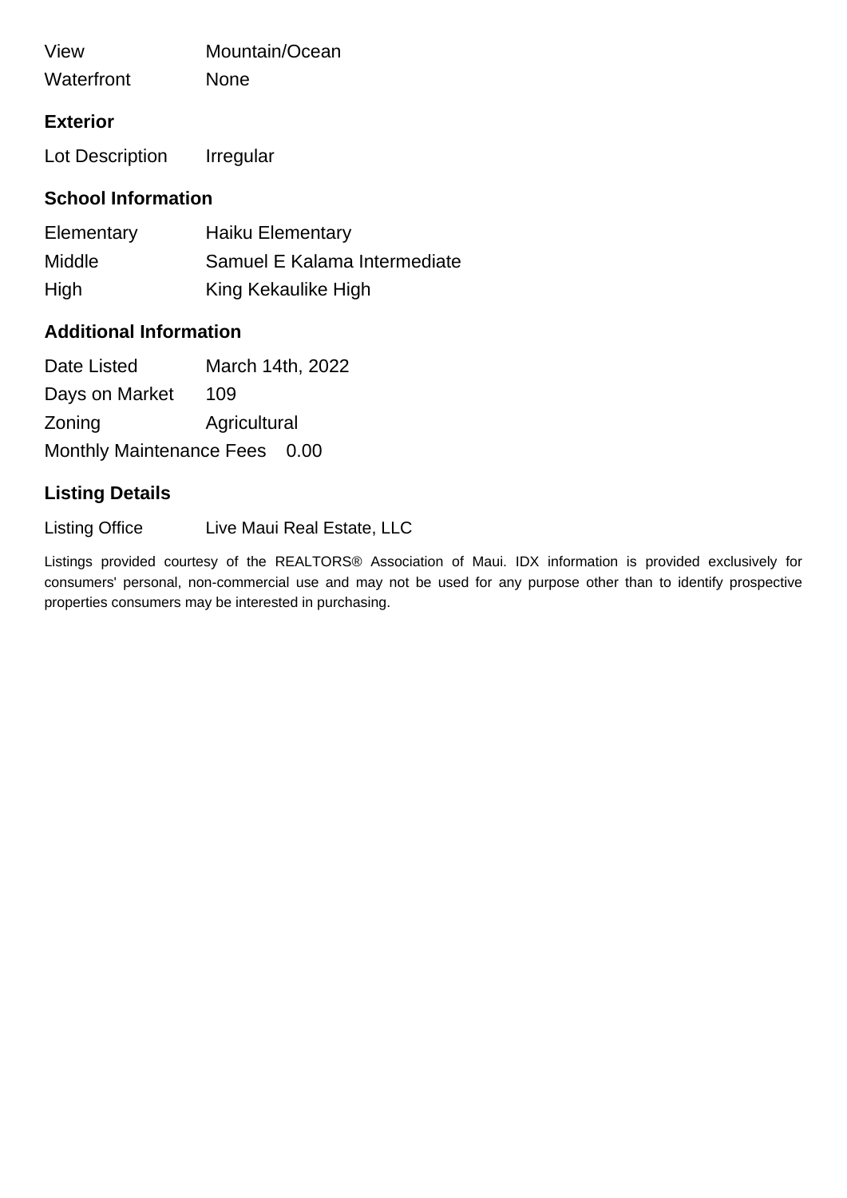| | |
|---|---|
| View | Mountain/Ocean |
| Waterfront | None |

### Exterior

| | |
|---|---|
| Lot Description | Irregular |

### School Information

| | |
|---|---|
| Elementary | Haiku Elementary |
| Middle | Samuel E Kalama Intermediate |
| High | King Kekaulike High |

### Additional Information

| | |
|---|---|
| Date Listed | March 14th, 2022 |
| Days on Market | 109 |
| Zoning | Agricultural |
| Monthly Maintenance Fees | 0.00 |

### Listing Details

| | |
|---|---|
| Listing Office | Live Maui Real Estate, LLC |

Listings provided courtesy of the REALTORS® Association of Maui. IDX information is provided exclusively for consumers' personal, non-commercial use and may not be used for any purpose other than to identify prospective properties consumers may be interested in purchasing.